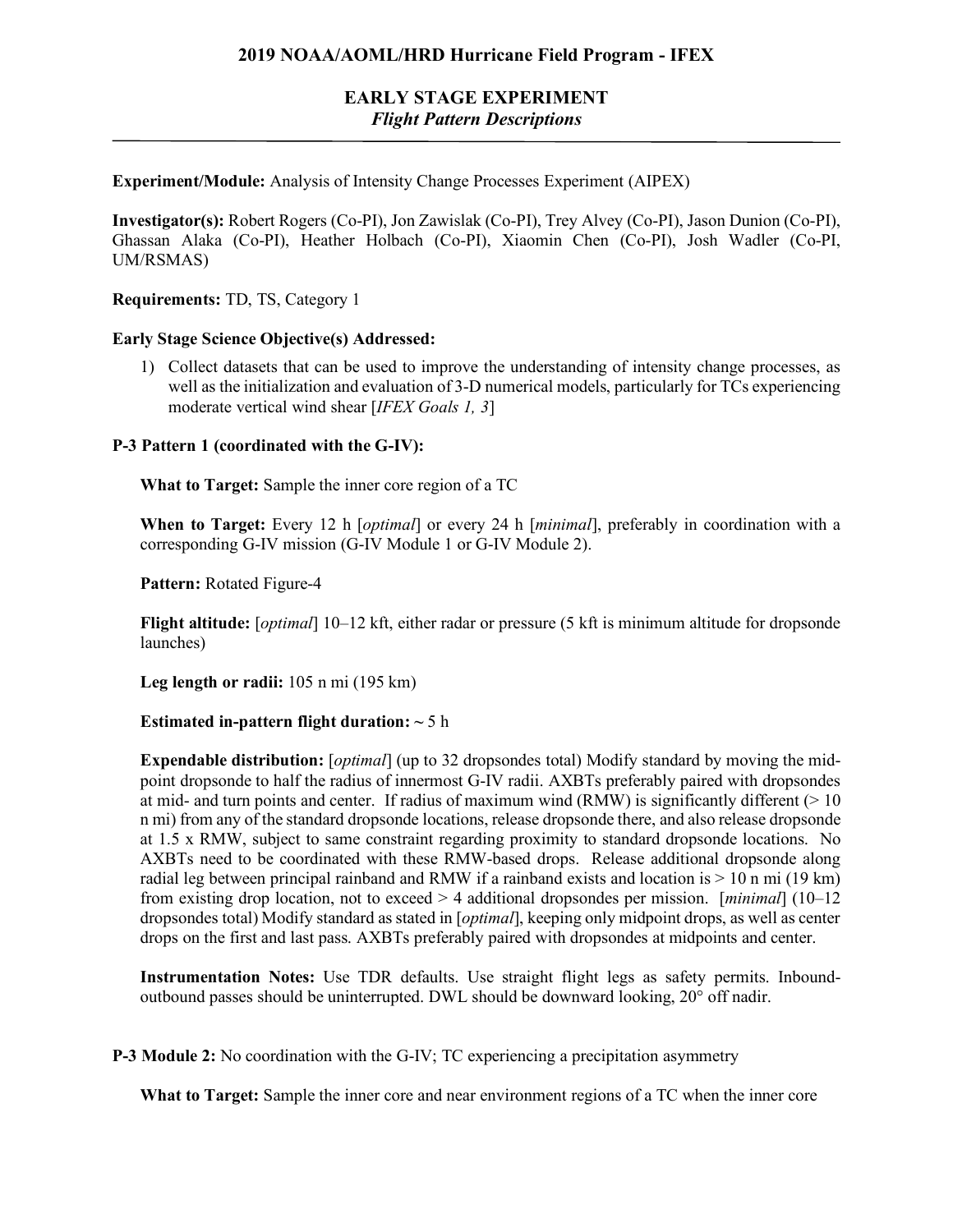# 2019 NOAA/AOML/HRD Hurricane Field Program - IFEX

## EARLY STAGE EXPERIMENT
### *Flight Pattern Descriptions*

**Experiment/Module:** Analysis of Intensity Change Processes Experiment (AIPEX)

**Investigator(s):** Robert Rogers (Co-PI), Jon Zawislak (Co-PI), Trey Alvey (Co-PI), Jason Dunion (Co-PI), Ghassan Alaka (Co-PI), Heather Holbach (Co-PI), Xiaomin Chen (Co-PI), Josh Wadler (Co-PI, UM/RSMAS)

**Requirements:** TD, TS, Category 1

**Early Stage Science Objective(s) Addressed:**

1) Collect datasets that can be used to improve the understanding of intensity change processes, as well as the initialization and evaluation of 3-D numerical models, particularly for TCs experiencing moderate vertical wind shear [*IFEX Goals 1, 3*]

**P-3 Pattern 1 (coordinated with the G-IV):**

**What to Target:** Sample the inner core region of a TC

**When to Target:** Every 12 h [*optimal*] or every 24 h [*minimal*], preferably in coordination with a corresponding G-IV mission (G-IV Module 1 or G-IV Module 2).

**Pattern:** Rotated Figure-4

**Flight altitude:** [*optimal*] 10–12 kft, either radar or pressure (5 kft is minimum altitude for dropsonde launches)

**Leg length or radii:** 105 n mi (195 km)

**Estimated in-pattern flight duration:** ~ 5 h

**Expendable distribution:** [*optimal*] (up to 32 dropsondes total) Modify standard by moving the mid-point dropsonde to half the radius of innermost G-IV radii. AXBTs preferably paired with dropsondes at mid- and turn points and center. If radius of maximum wind (RMW) is significantly different (> 10 n mi) from any of the standard dropsonde locations, release dropsonde there, and also release dropsonde at 1.5 x RMW, subject to same constraint regarding proximity to standard dropsonde locations. No AXBTs need to be coordinated with these RMW-based drops. Release additional dropsonde along radial leg between principal rainband and RMW if a rainband exists and location is > 10 n mi (19 km) from existing drop location, not to exceed > 4 additional dropsondes per mission. [*minimal*] (10–12 dropsondes total) Modify standard as stated in [*optimal*], keeping only midpoint drops, as well as center drops on the first and last pass. AXBTs preferably paired with dropsondes at midpoints and center.

**Instrumentation Notes:** Use TDR defaults. Use straight flight legs as safety permits. Inbound-outbound passes should be uninterrupted. DWL should be downward looking, 20° off nadir.

**P-3 Module 2:** No coordination with the G-IV; TC experiencing a precipitation asymmetry

**What to Target:** Sample the inner core and near environment regions of a TC when the inner core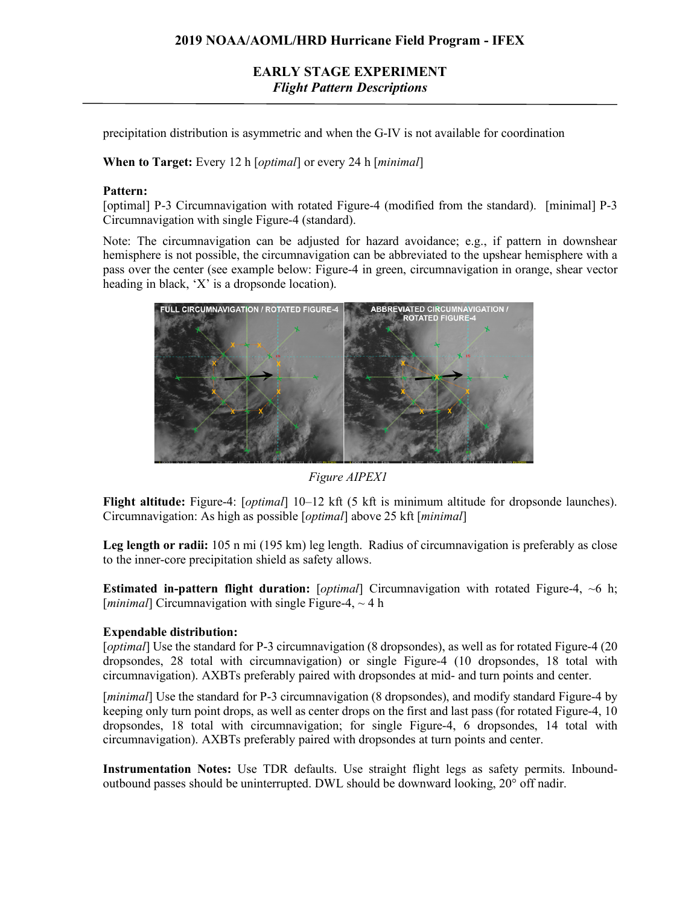precipitation distribution is asymmetric and when the G-IV is not available for coordination

**When to Target:** Every 12 h [*optimal*] or every 24 h [*minimal*]

**Pattern:**
[optimal] P-3 Circumnavigation with rotated Figure-4 (modified from the standard). [minimal] P-3 Circumnavigation with single Figure-4 (standard).

Note: The circumnavigation can be adjusted for hazard avoidance; e.g., if pattern in downshear hemisphere is not possible, the circumnavigation can be abbreviated to the upshear hemisphere with a pass over the center (see example below: Figure-4 in green, circumnavigation in orange, shear vector heading in black, 'X' is a dropsonde location).

*Figure AIPEX1*

**Flight altitude:** Figure-4: [*optimal*] 10–12 kft (5 kft is minimum altitude for dropsonde launches). Circumnavigation: As high as possible [*optimal*] above 25 kft [*minimal*]

**Leg length or radii:** 105 n mi (195 km) leg length. Radius of circumnavigation is preferably as close to the inner-core precipitation shield as safety allows.

**Estimated in-pattern flight duration:** [*optimal*] Circumnavigation with rotated Figure-4, ~6 h; [*minimal*] Circumnavigation with single Figure-4, ~ 4 h

**Expendable distribution:**
[*optimal*] Use the standard for P-3 circumnavigation (8 dropsondes), as well as for rotated Figure-4 (20 dropsondes, 28 total with circumnavigation) or single Figure-4 (10 dropsondes, 18 total with circumnavigation). AXBTs preferably paired with dropsondes at mid- and turn points and center.

[*minimal*] Use the standard for P-3 circumnavigation (8 dropsondes), and modify standard Figure-4 by keeping only turn point drops, as well as center drops on the first and last pass (for rotated Figure-4, 10 dropsondes, 18 total with circumnavigation; for single Figure-4, 6 dropsondes, 14 total with circumnavigation). AXBTs preferably paired with dropsondes at turn points and center.

**Instrumentation Notes:** Use TDR defaults. Use straight flight legs as safety permits. Inbound-outbound passes should be uninterrupted. DWL should be downward looking, 20° off nadir.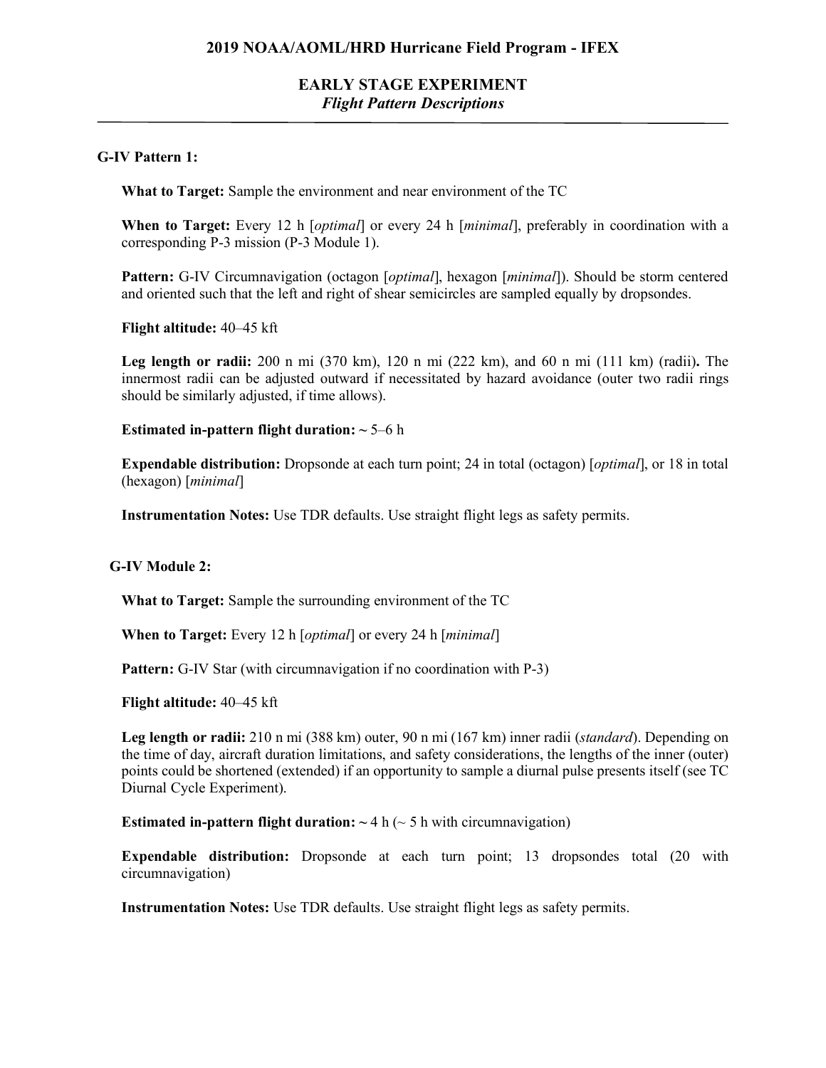# 2019 NOAA/AOML/HRD Hurricane Field Program - IFEX

## EARLY STAGE EXPERIMENT
*Flight Pattern Descriptions*

### G-IV Pattern 1:

**What to Target:** Sample the environment and near environment of the TC

**When to Target:** Every 12 h [*optimal*] or every 24 h [*minimal*], preferably in coordination with a corresponding P-3 mission (P-3 Module 1).

**Pattern:** G-IV Circumnavigation (octagon [*optimal*], hexagon [*minimal*]). Should be storm centered and oriented such that the left and right of shear semicircles are sampled equally by dropsondes.

**Flight altitude:** 40–45 kft

**Leg length or radii:** 200 n mi (370 km), 120 n mi (222 km), and 60 n mi (111 km) (radii)**.** The innermost radii can be adjusted outward if necessitated by hazard avoidance (outer two radii rings should be similarly adjusted, if time allows).

**Estimated in-pattern flight duration: ~** 5–6 h

**Expendable distribution:** Dropsonde at each turn point; 24 in total (octagon) [*optimal*], or 18 in total (hexagon) [*minimal*]

**Instrumentation Notes:** Use TDR defaults. Use straight flight legs as safety permits.

### G-IV Module 2:

**What to Target:** Sample the surrounding environment of the TC

**When to Target:** Every 12 h [*optimal*] or every 24 h [*minimal*]

**Pattern:** G-IV Star (with circumnavigation if no coordination with P-3)

**Flight altitude:** 40–45 kft

**Leg length or radii:** 210 n mi (388 km) outer, 90 n mi (167 km) inner radii (*standard*). Depending on the time of day, aircraft duration limitations, and safety considerations, the lengths of the inner (outer) points could be shortened (extended) if an opportunity to sample a diurnal pulse presents itself (see TC Diurnal Cycle Experiment).

**Estimated in-pattern flight duration: ~** 4 h (~ 5 h with circumnavigation)

**Expendable distribution:** Dropsonde at each turn point; 13 dropsondes total (20 with circumnavigation)

**Instrumentation Notes:** Use TDR defaults. Use straight flight legs as safety permits.